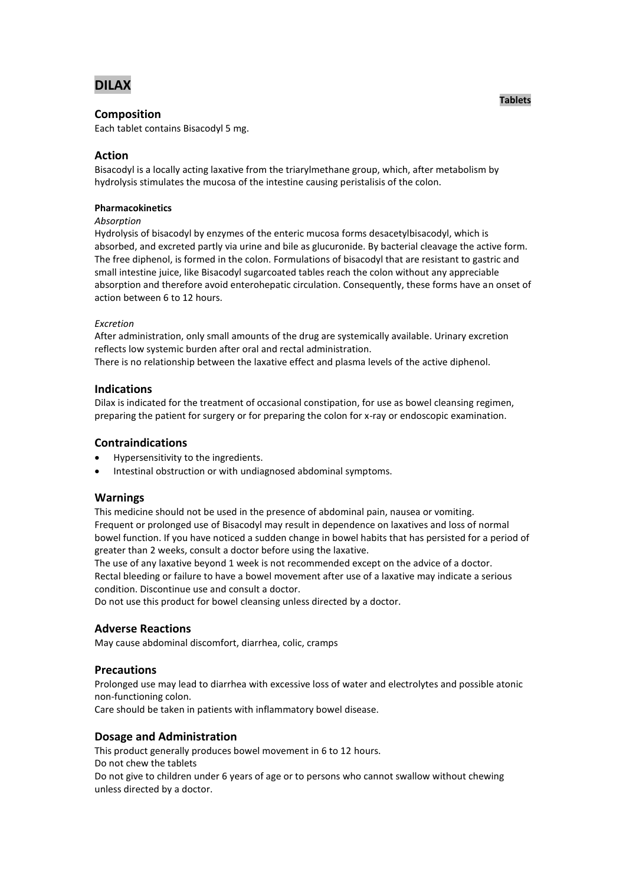# DILAX

**Tablets**

## Composition

Each tablet contains Bisacodyl 5 mg.

## Action

Bisacodyl is a locally acting laxative from the triarylmethane group, which, after metabolism by hydrolysis stimulates the mucosa of the intestine causing peristalisis of the colon.

#### Pharmacokinetics

*Absorption*

Hydrolysis of bisacodyl by enzymes of the enteric mucosa forms desacetylbisacodyl, which is absorbed, and excreted partly via urine and bile as glucuronide. By bacterial cleavage the active form. The free diphenol, is formed in the colon. Formulations of bisacodyl that are resistant to gastric and small intestine juice, like Bisacodyl sugarcoated tables reach the colon without any appreciable absorption and therefore avoid enterohepatic circulation. Consequently, these forms have an onset of action between 6 to 12 hours.

*Excretion*

After administration, only small amounts of the drug are systemically available. Urinary excretion reflects low systemic burden after oral and rectal administration.
There is no relationship between the laxative effect and plasma levels of the active diphenol.

## Indications

Dilax is indicated for the treatment of occasional constipation, for use as bowel cleansing regimen, preparing the patient for surgery or for preparing the colon for x-ray or endoscopic examination.

## Contraindications

- Hypersensitivity to the ingredients.
- Intestinal obstruction or with undiagnosed abdominal symptoms.

## Warnings

This medicine should not be used in the presence of abdominal pain, nausea or vomiting.
Frequent or prolonged use of Bisacodyl may result in dependence on laxatives and loss of normal bowel function. If you have noticed a sudden change in bowel habits that has persisted for a period of greater than 2 weeks, consult a doctor before using the laxative.
The use of any laxative beyond 1 week is not recommended except on the advice of a doctor.
Rectal bleeding or failure to have a bowel movement after use of a laxative may indicate a serious condition. Discontinue use and consult a doctor.
Do not use this product for bowel cleansing unless directed by a doctor.

## Adverse Reactions

May cause abdominal discomfort, diarrhea, colic, cramps

## Precautions

Prolonged use may lead to diarrhea with excessive loss of water and electrolytes and possible atonic non-functioning colon.
Care should be taken in patients with inflammatory bowel disease.

## Dosage and Administration

This product generally produces bowel movement in 6 to 12 hours.
Do not chew the tablets
Do not give to children under 6 years of age or to persons who cannot swallow without chewing unless directed by a doctor.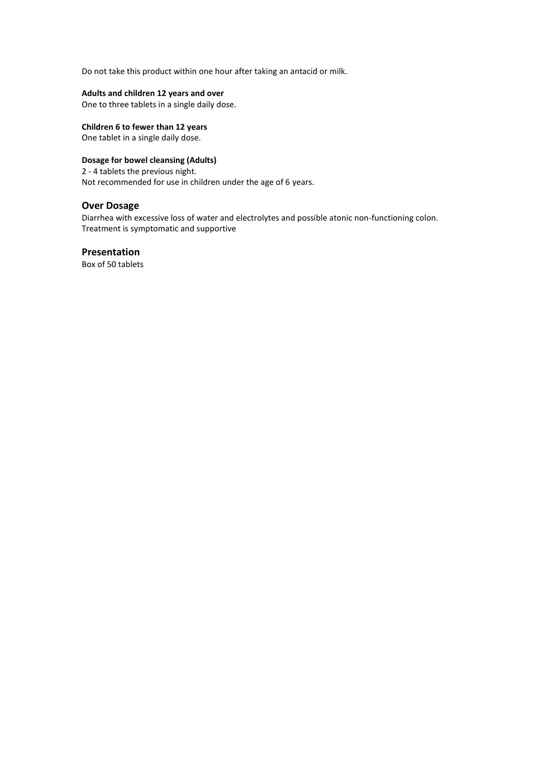Do not take this product within one hour after taking an antacid or milk.

**Adults and children 12 years and over**
One to three tablets in a single daily dose.

**Children 6 to fewer than 12 years**
One tablet in a single daily dose.

**Dosage for bowel cleansing (Adults)**
2 - 4 tablets the previous night.
Not recommended for use in children under the age of 6 years.

## Over Dosage

Diarrhea with excessive loss of water and electrolytes and possible atonic non-functioning colon.
Treatment is symptomatic and supportive

## Presentation

Box of 50 tablets